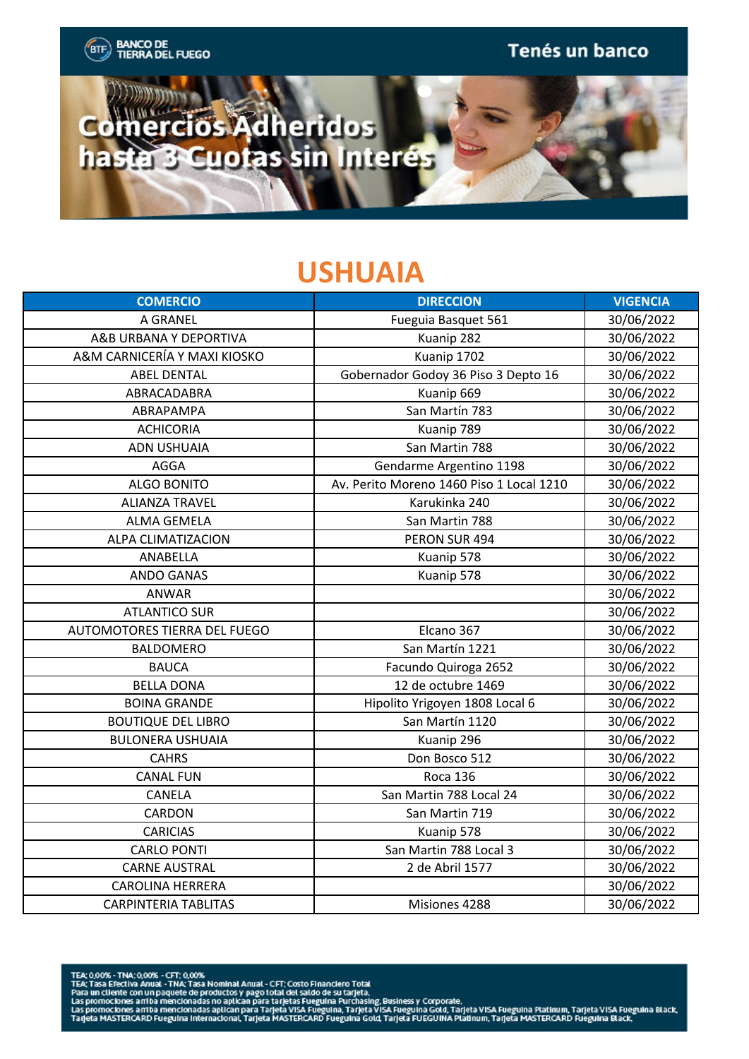BANCO DE TIERRA DEL FUEGO

Tenés un banco

# Comercios Adheridos hasta 3 Cuotas sin Interés

## USHUAIA

| COMERCIO | DIRECCION | VIGENCIA |
|---|---|---|
| A GRANEL | Fueguia Basquet 561 | 30/06/2022 |
| A&B URBANA Y DEPORTIVA | Kuanip 282 | 30/06/2022 |
| A&M CARNICERÍA Y MAXI KIOSKO | Kuanip 1702 | 30/06/2022 |
| ABEL DENTAL | Gobernador Godoy 36 Piso 3 Depto 16 | 30/06/2022 |
| ABRACADABRA | Kuanip 669 | 30/06/2022 |
| ABRAPAMPA | San Martín 783 | 30/06/2022 |
| ACHICORIA | Kuanip 789 | 30/06/2022 |
| ADN USHUAIA | San Martin 788 | 30/06/2022 |
| AGGA | Gendarme Argentino 1198 | 30/06/2022 |
| ALGO BONITO | Av. Perito Moreno 1460 Piso 1 Local 1210 | 30/06/2022 |
| ALIANZA TRAVEL | Karukinka 240 | 30/06/2022 |
| ALMA GEMELA | San Martin 788 | 30/06/2022 |
| ALPA CLIMATIZACION | PERON SUR 494 | 30/06/2022 |
| ANABELLA | Kuanip 578 | 30/06/2022 |
| ANDO GANAS | Kuanip 578 | 30/06/2022 |
| ANWAR | | 30/06/2022 |
| ATLANTICO SUR | | 30/06/2022 |
| AUTOMOTORES TIERRA DEL FUEGO | Elcano 367 | 30/06/2022 |
| BALDOMERO | San Martín 1221 | 30/06/2022 |
| BAUCA | Facundo Quiroga 2652 | 30/06/2022 |
| BELLA DONA | 12 de octubre 1469 | 30/06/2022 |
| BOINA GRANDE | Hipolito Yrigoyen 1808 Local 6 | 30/06/2022 |
| BOUTIQUE DEL LIBRO | San Martín 1120 | 30/06/2022 |
| BULONERA USHUAIA | Kuanip 296 | 30/06/2022 |
| CAHRS | Don Bosco 512 | 30/06/2022 |
| CANAL FUN | Roca 136 | 30/06/2022 |
| CANELA | San Martin 788 Local 24 | 30/06/2022 |
| CARDON | San Martin 719 | 30/06/2022 |
| CARICIAS | Kuanip 578 | 30/06/2022 |
| CARLO PONTI | San Martin 788 Local 3 | 30/06/2022 |
| CARNE AUSTRAL | 2 de Abril 1577 | 30/06/2022 |
| CAROLINA HERRERA | | 30/06/2022 |
| CARPINTERIA TABLITAS | Misiones 4288 | 30/06/2022 |

TEA: 0,00% - TNA: 0,00% - CFT: 0,00%
TEA: Tasa Efectiva Anual - TNA: Tasa Nominal Anual - CFT: Costo Financiero Total
Para un cliente con un paquete de productos y pago total del saldo de su tarjeta.
Las promociones arriba mencionadas no aplican para tarjetas Fueguina Purchasing, Business y Corporate.
Las promociones arriba mencionadas aplican para Tarjeta VISA Fueguina, Tarjeta VISA Fueguina Gold, Tarjeta VISA Fueguina Platinum, Tarjeta VISA Fueguina Black, Tarjeta MASTERCARD Fueguina Internacional, Tarjeta MASTERCARD Fueguina Gold, Tarjeta FUEGUINA Platinum, Tarjeta MASTERCARD Fueguina Black.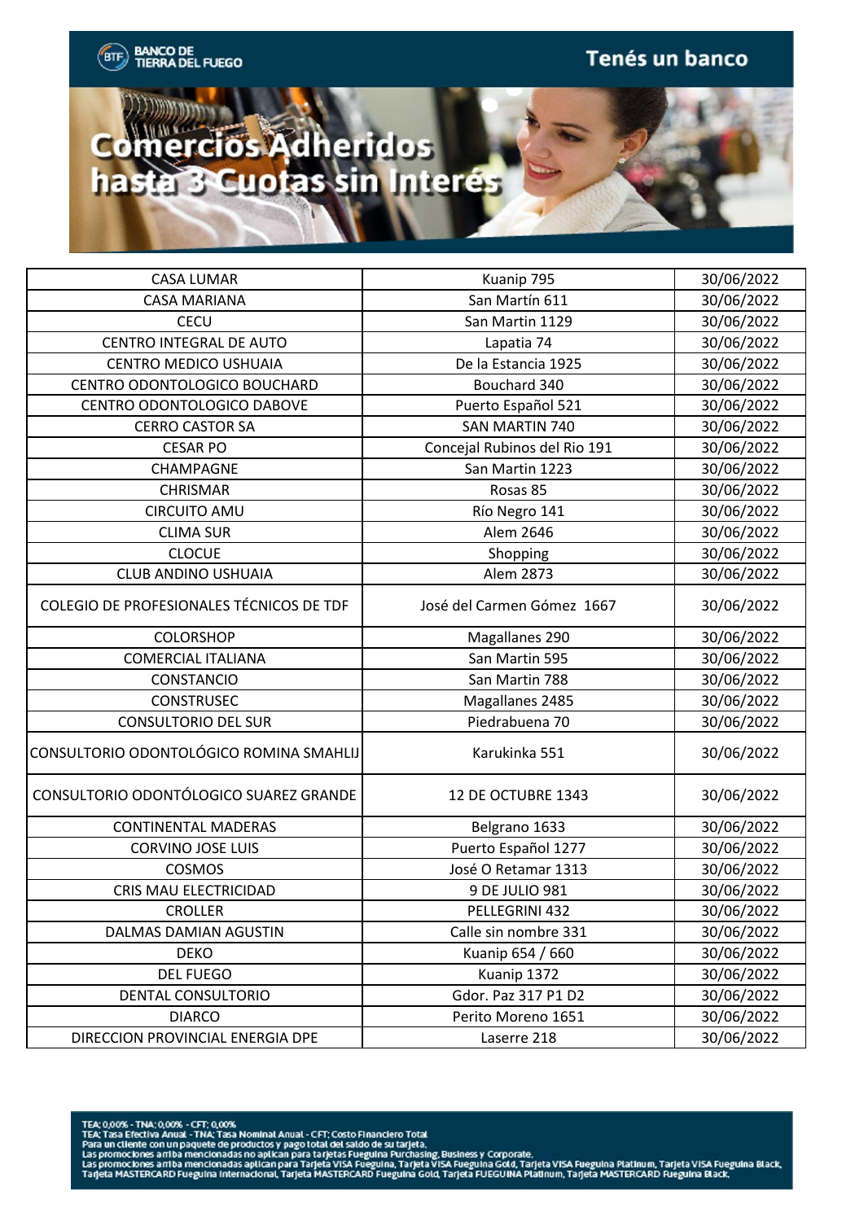BANCO DE TIERRA DEL FUEGO

Tenés un banco

# Comercios Adheridos hasta 3 Cuotas sin Interés

| | | |
|---|---|---|
| CASA LUMAR | Kuanip 795 | 30/06/2022 |
| CASA MARIANA | San Martín 611 | 30/06/2022 |
| CECU | San Martin 1129 | 30/06/2022 |
| CENTRO INTEGRAL DE AUTO | Lapatia 74 | 30/06/2022 |
| CENTRO MEDICO USHUAIA | De la Estancia 1925 | 30/06/2022 |
| CENTRO ODONTOLOGICO BOUCHARD | Bouchard 340 | 30/06/2022 |
| CENTRO ODONTOLOGICO DABOVE | Puerto Español 521 | 30/06/2022 |
| CERRO CASTOR SA | SAN MARTIN 740 | 30/06/2022 |
| CESAR PO | Concejal Rubinos del Rio 191 | 30/06/2022 |
| CHAMPAGNE | San Martin 1223 | 30/06/2022 |
| CHRISMAR | Rosas 85 | 30/06/2022 |
| CIRCUITO AMU | Río Negro 141 | 30/06/2022 |
| CLIMA SUR | Alem 2646 | 30/06/2022 |
| CLOCUE | Shopping | 30/06/2022 |
| CLUB ANDINO USHUAIA | Alem 2873 | 30/06/2022 |
| COLEGIO DE PROFESIONALES TÉCNICOS DE TDF | José del Carmen Gómez 1667 | 30/06/2022 |
| COLORSHOP | Magallanes 290 | 30/06/2022 |
| COMERCIAL ITALIANA | San Martin 595 | 30/06/2022 |
| CONSTANCIO | San Martin 788 | 30/06/2022 |
| CONSTRUSEC | Magallanes 2485 | 30/06/2022 |
| CONSULTORIO DEL SUR | Piedrabuena 70 | 30/06/2022 |
| CONSULTORIO ODONTOLÓGICO ROMINA SMAHLIJ | Karukinka 551 | 30/06/2022 |
| CONSULTORIO ODONTÓLOGICO SUAREZ GRANDE | 12 DE OCTUBRE 1343 | 30/06/2022 |
| CONTINENTAL MADERAS | Belgrano 1633 | 30/06/2022 |
| CORVINO JOSE LUIS | Puerto Español 1277 | 30/06/2022 |
| COSMOS | José O Retamar 1313 | 30/06/2022 |
| CRIS MAU ELECTRICIDAD | 9 DE JULIO 981 | 30/06/2022 |
| CROLLER | PELLEGRINI 432 | 30/06/2022 |
| DALMAS DAMIAN AGUSTIN | Calle sin nombre 331 | 30/06/2022 |
| DEKO | Kuanip 654 / 660 | 30/06/2022 |
| DEL FUEGO | Kuanip 1372 | 30/06/2022 |
| DENTAL CONSULTORIO | Gdor. Paz 317 P1 D2 | 30/06/2022 |
| DIARCO | Perito Moreno 1651 | 30/06/2022 |
| DIRECCION PROVINCIAL ENERGIA DPE | Laserre 218 | 30/06/2022 |

TEA: 0,00% - TNA: 0,00% - CFT: 0,00%
TEA: Tasa Efectiva Anual - TNA: Tasa Nominal Anual - CFT: Costo Financiero Total
Para un cliente con un paquete de productos y pago total del saldo de su tarjeta.
Las promociones arriba mencionadas no aplican para tarjetas Fueguina Purchasing, Business y Corporate.
Las promociones arriba mencionadas aplican para Tarjeta VISA Fueguina, Tarjeta VISA Fueguina Gold, Tarjeta VISA Fueguina Platinum, Tarjeta VISA Fueguina Black, Tarjeta MASTERCARD Fueguina Internacional, Tarjeta MASTERCARD Fueguina Gold, Tarjeta FUEGUINA Platinum, Tarjeta MASTERCARD Fueguina Black.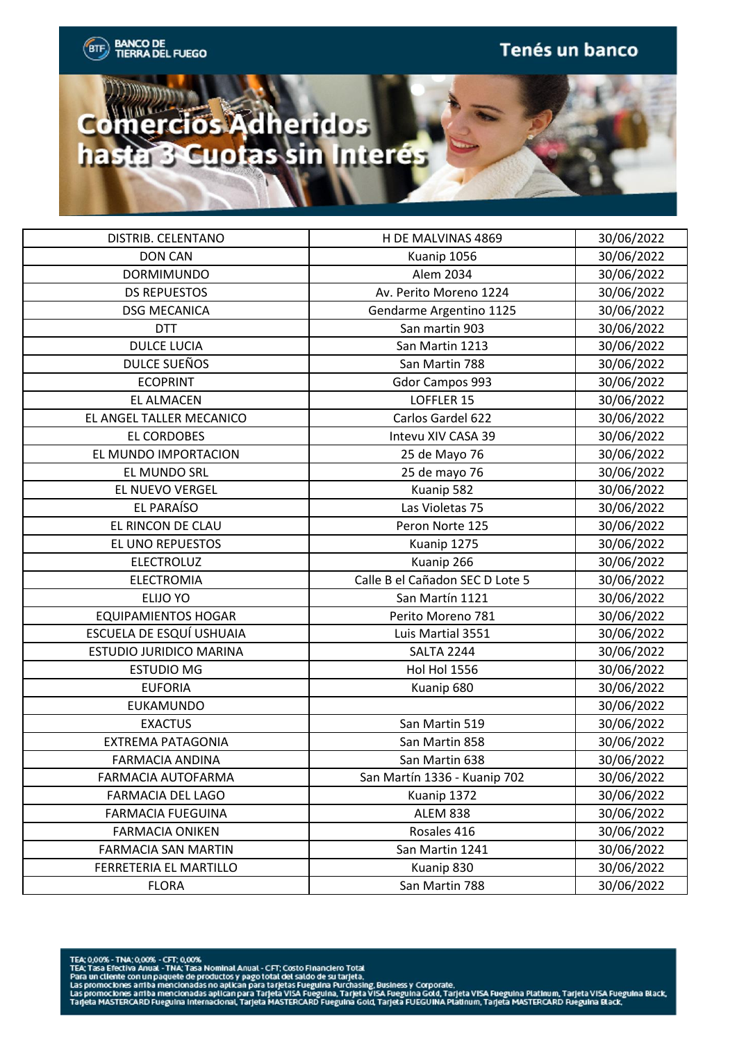BANCO DE TIERRA DEL FUEGO

Tenés un banco

# Comercios Adheridos hasta 3 Cuotas sin Interés

| | | |
|---|---|---|
| DISTRIB. CELENTANO | H DE MALVINAS 4869 | 30/06/2022 |
| DON CAN | Kuanip 1056 | 30/06/2022 |
| DORMIMUNDO | Alem 2034 | 30/06/2022 |
| DS REPUESTOS | Av. Perito Moreno 1224 | 30/06/2022 |
| DSG MECANICA | Gendarme Argentino 1125 | 30/06/2022 |
| DTT | San martin 903 | 30/06/2022 |
| DULCE LUCIA | San Martin 1213 | 30/06/2022 |
| DULCE SUEÑOS | San Martin 788 | 30/06/2022 |
| ECOPRINT | Gdor Campos 993 | 30/06/2022 |
| EL ALMACEN | LOFFLER 15 | 30/06/2022 |
| EL ANGEL TALLER MECANICO | Carlos Gardel 622 | 30/06/2022 |
| EL CORDOBES | Intevu XIV CASA 39 | 30/06/2022 |
| EL MUNDO IMPORTACION | 25 de Mayo 76 | 30/06/2022 |
| EL MUNDO SRL | 25 de mayo 76 | 30/06/2022 |
| EL NUEVO VERGEL | Kuanip 582 | 30/06/2022 |
| EL PARAÍSO | Las Violetas 75 | 30/06/2022 |
| EL RINCON DE CLAU | Peron Norte 125 | 30/06/2022 |
| EL UNO REPUESTOS | Kuanip 1275 | 30/06/2022 |
| ELECTROLUZ | Kuanip 266 | 30/06/2022 |
| ELECTROMIA | Calle B el Cañadon SEC D Lote 5 | 30/06/2022 |
| ELIJO YO | San Martín 1121 | 30/06/2022 |
| EQUIPAMIENTOS HOGAR | Perito Moreno 781 | 30/06/2022 |
| ESCUELA DE ESQUÍ USHUAIA | Luis Martial 3551 | 30/06/2022 |
| ESTUDIO JURIDICO MARINA | SALTA 2244 | 30/06/2022 |
| ESTUDIO MG | Hol Hol 1556 | 30/06/2022 |
| EUFORIA | Kuanip 680 | 30/06/2022 |
| EUKAMUNDO | | 30/06/2022 |
| EXACTUS | San Martin 519 | 30/06/2022 |
| EXTREMA PATAGONIA | San Martin 858 | 30/06/2022 |
| FARMACIA ANDINA | San Martin 638 | 30/06/2022 |
| FARMACIA AUTOFARMA | San Martín 1336 - Kuanip 702 | 30/06/2022 |
| FARMACIA DEL LAGO | Kuanip 1372 | 30/06/2022 |
| FARMACIA FUEGUINA | ALEM 838 | 30/06/2022 |
| FARMACIA ONIKEN | Rosales 416 | 30/06/2022 |
| FARMACIA SAN MARTIN | San Martin 1241 | 30/06/2022 |
| FERRETERIA EL MARTILLO | Kuanip 830 | 30/06/2022 |
| FLORA | San Martin 788 | 30/06/2022 |

TEA: 0,00% - TNA: 0,00% - CFT: 0,00%
TEA: Tasa Efectiva Anual - TNA: Tasa Nominal Anual - CFT: Costo Financiero Total
Para un cliente con un paquete de productos y pago total del saldo de su tarjeta.
Las promociones arriba mencionadas no aplican para tarjetas Fueguina Purchasing, Business y Corporate.
Las promociones arriba mencionadas aplican para Tarjeta VISA Fueguina, Tarjeta VISA Fueguina Gold, Tarjeta VISA Fueguina Platinum, Tarjeta VISA Fueguina Black, Tarjeta MASTERCARD Fueguina Internacional, Tarjeta MASTERCARD Fueguina Gold, Tarjeta FUEGUINA Platinum, Tarjeta MASTERCARD Fueguina Black.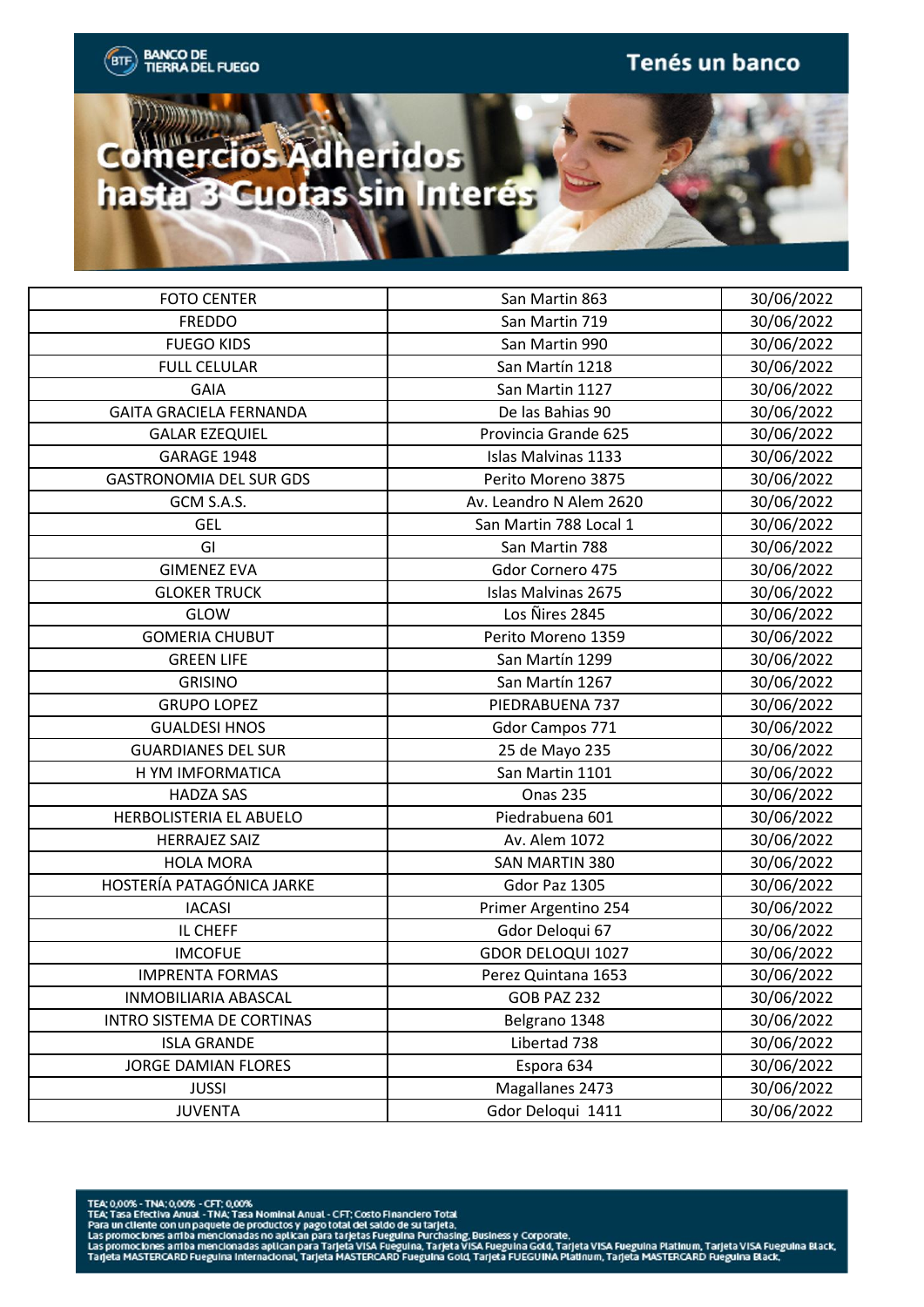BANCO DE TIERRA DEL FUEGO

Tenés un banco

# Comercios Adheridos hasta 3 Cuotas sin Interés

| | | |
|---|---|---|
| FOTO CENTER | San Martin 863 | 30/06/2022 |
| FREDDO | San Martin 719 | 30/06/2022 |
| FUEGO KIDS | San Martin 990 | 30/06/2022 |
| FULL CELULAR | San Martín 1218 | 30/06/2022 |
| GAIA | San Martin 1127 | 30/06/2022 |
| GAITA GRACIELA FERNANDA | De las Bahias 90 | 30/06/2022 |
| GALAR EZEQUIEL | Provincia Grande 625 | 30/06/2022 |
| GARAGE 1948 | Islas Malvinas 1133 | 30/06/2022 |
| GASTRONOMIA DEL SUR GDS | Perito Moreno 3875 | 30/06/2022 |
| GCM S.A.S. | Av. Leandro N Alem 2620 | 30/06/2022 |
| GEL | San Martin 788 Local 1 | 30/06/2022 |
| GI | San Martin 788 | 30/06/2022 |
| GIMENEZ EVA | Gdor Cornero 475 | 30/06/2022 |
| GLOKER TRUCK | Islas Malvinas 2675 | 30/06/2022 |
| GLOW | Los Ñires 2845 | 30/06/2022 |
| GOMERIA CHUBUT | Perito Moreno 1359 | 30/06/2022 |
| GREEN LIFE | San Martín 1299 | 30/06/2022 |
| GRISINO | San Martín 1267 | 30/06/2022 |
| GRUPO LOPEZ | PIEDRABUENA 737 | 30/06/2022 |
| GUALDESI HNOS | Gdor Campos 771 | 30/06/2022 |
| GUARDIANES DEL SUR | 25 de Mayo 235 | 30/06/2022 |
| H YM IMFORMATICA | San Martin 1101 | 30/06/2022 |
| HADZA SAS | Onas 235 | 30/06/2022 |
| HERBOLISTERIA EL ABUELO | Piedrabuena 601 | 30/06/2022 |
| HERRAJEZ SAIZ | Av. Alem 1072 | 30/06/2022 |
| HOLA MORA | SAN MARTIN 380 | 30/06/2022 |
| HOSTERÍA PATAGÓNICA JARKE | Gdor Paz 1305 | 30/06/2022 |
| IACASI | Primer Argentino 254 | 30/06/2022 |
| IL CHEFF | Gdor Deloqui 67 | 30/06/2022 |
| IMCOFUE | GDOR DELOQUI 1027 | 30/06/2022 |
| IMPRENTA FORMAS | Perez Quintana 1653 | 30/06/2022 |
| INMOBILIARIA ABASCAL | GOB PAZ 232 | 30/06/2022 |
| INTRO SISTEMA DE CORTINAS | Belgrano 1348 | 30/06/2022 |
| ISLA GRANDE | Libertad 738 | 30/06/2022 |
| JORGE DAMIAN FLORES | Espora 634 | 30/06/2022 |
| JUSSI | Magallanes 2473 | 30/06/2022 |
| JUVENTA | Gdor Deloqui 1411 | 30/06/2022 |

TEA: 0,00% - TNA: 0,00% - CFT: 0,00%
TEA: Tasa Efectiva Anual - TNA: Tasa Nominal Anual - CFT: Costo Financiero Total
Para un cliente con un paquete de productos y pago total del saldo de su tarjeta.
Las promociones arriba mencionadas no aplican para tarjetas Fueguina Purchasing, Business y Corporate.
Las promociones arriba mencionadas aplican para Tarjeta VISA Fueguina, Tarjeta VISA Fueguina Gold, Tarjeta VISA Fueguina Platinum, Tarjeta VISA Fueguina Black, Tarjeta MASTERCARD Fueguina Internacional, Tarjeta MASTERCARD Fueguina Gold, Tarjeta FUEGUINA Platinum, Tarjeta MASTERCARD Fueguina Black.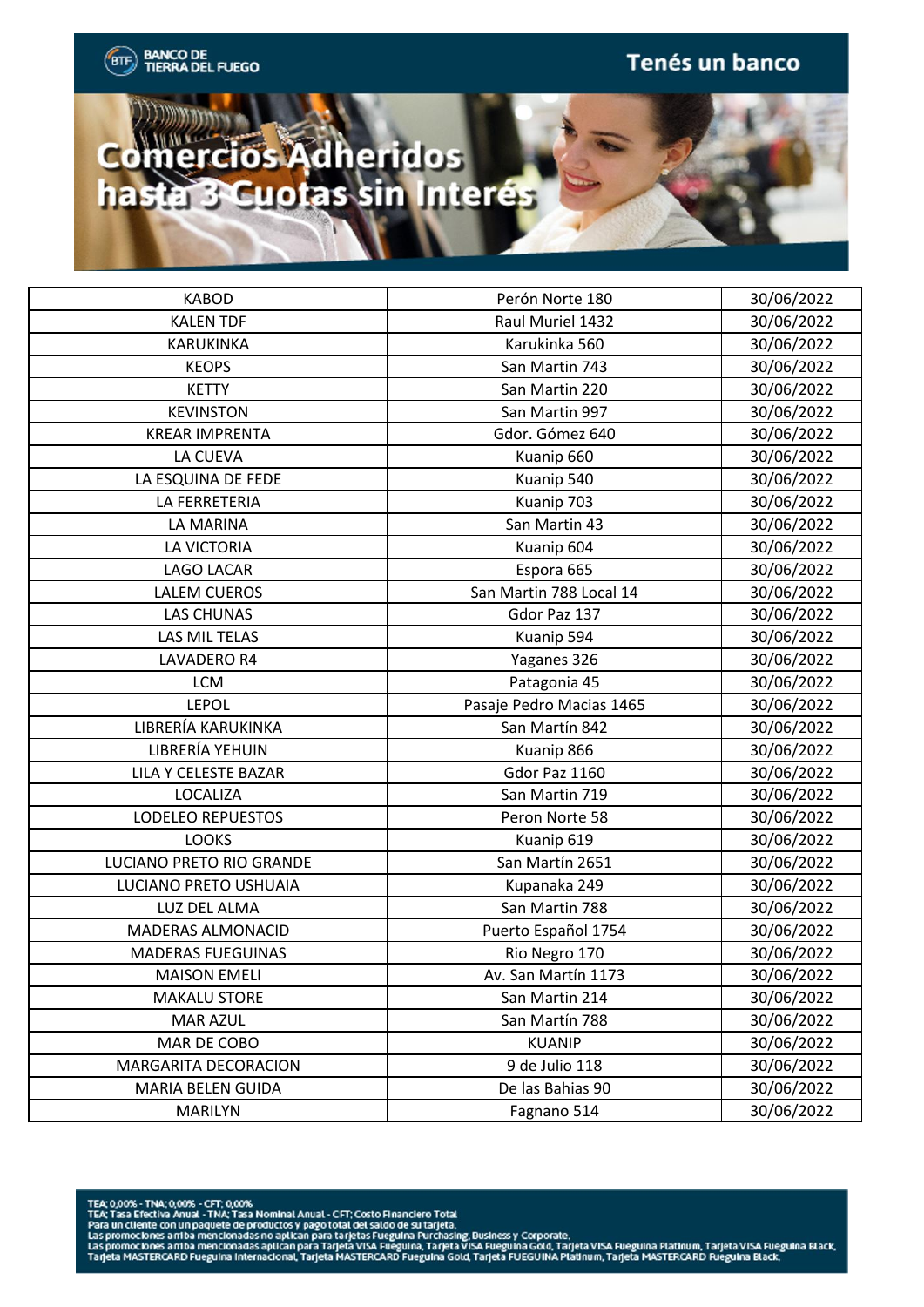BANCO DE TIERRA DEL FUEGO

Tenés un banco

# Comercios Adheridos hasta 3 Cuotas sin Interés

| | | |
|---|---|---|
| KABOD | Perón Norte 180 | 30/06/2022 |
| KALEN TDF | Raul Muriel 1432 | 30/06/2022 |
| KARUKINKA | Karukinka 560 | 30/06/2022 |
| KEOPS | San Martin 743 | 30/06/2022 |
| KETTY | San Martin 220 | 30/06/2022 |
| KEVINSTON | San Martin 997 | 30/06/2022 |
| KREAR IMPRENTA | Gdor. Gómez 640 | 30/06/2022 |
| LA CUEVA | Kuanip 660 | 30/06/2022 |
| LA ESQUINA DE FEDE | Kuanip 540 | 30/06/2022 |
| LA FERRETERIA | Kuanip 703 | 30/06/2022 |
| LA MARINA | San Martin 43 | 30/06/2022 |
| LA VICTORIA | Kuanip 604 | 30/06/2022 |
| LAGO LACAR | Espora 665 | 30/06/2022 |
| LALEM CUEROS | San Martin 788 Local 14 | 30/06/2022 |
| LAS CHUNAS | Gdor Paz 137 | 30/06/2022 |
| LAS MIL TELAS | Kuanip 594 | 30/06/2022 |
| LAVADERO R4 | Yaganes 326 | 30/06/2022 |
| LCM | Patagonia 45 | 30/06/2022 |
| LEPOL | Pasaje Pedro Macias 1465 | 30/06/2022 |
| LIBRERÍA KARUKINKA | San Martín 842 | 30/06/2022 |
| LIBRERÍA YEHUIN | Kuanip 866 | 30/06/2022 |
| LILA Y CELESTE BAZAR | Gdor Paz 1160 | 30/06/2022 |
| LOCALIZA | San Martin 719 | 30/06/2022 |
| LODELEO REPUESTOS | Peron Norte 58 | 30/06/2022 |
| LOOKS | Kuanip 619 | 30/06/2022 |
| LUCIANO PRETO RIO GRANDE | San Martín 2651 | 30/06/2022 |
| LUCIANO PRETO USHUAIA | Kupanaka 249 | 30/06/2022 |
| LUZ DEL ALMA | San Martin 788 | 30/06/2022 |
| MADERAS ALMONACID | Puerto Español 1754 | 30/06/2022 |
| MADERAS FUEGUINAS | Rio Negro 170 | 30/06/2022 |
| MAISON EMELI | Av. San Martín 1173 | 30/06/2022 |
| MAKALU STORE | San Martin 214 | 30/06/2022 |
| MAR AZUL | San Martín 788 | 30/06/2022 |
| MAR DE COBO | KUANIP | 30/06/2022 |
| MARGARITA DECORACION | 9 de Julio 118 | 30/06/2022 |
| MARIA BELEN GUIDA | De las Bahias 90 | 30/06/2022 |
| MARILYN | Fagnano 514 | 30/06/2022 |

TEA: 0,00% - TNA: 0,00% - CFT: 0,00%
TEA: Tasa Efectiva Anual - TNA: Tasa Nominal Anual - CFT: Costo Financiero Total
Para un cliente con un paquete de productos y pago total del saldo de su tarjeta.
Las promociones arriba mencionadas no aplican para tarjetas Fueguina Purchasing, Business y Corporate.
Las promociones arriba mencionadas aplican para Tarjeta VISA Fueguina, Tarjeta VISA Fueguina Gold, Tarjeta VISA Fueguina Platinum, Tarjeta VISA Fueguina Black, Tarjeta MASTERCARD Fueguina Internacional, Tarjeta MASTERCARD Fueguina Gold, Tarjeta FUEGUINA Platinum, Tarjeta MASTERCARD Fueguina Black.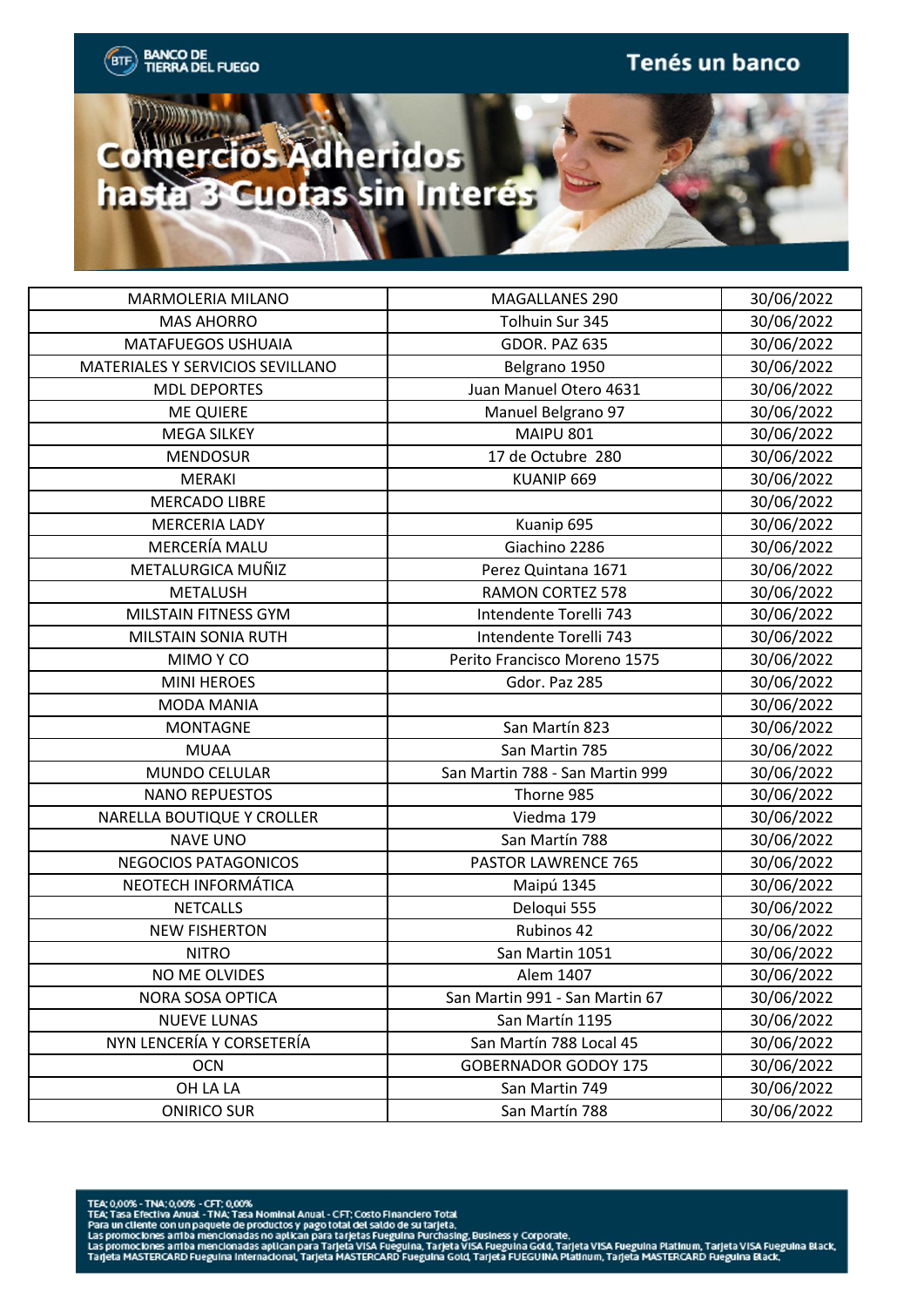BANCO DE TIERRA DEL FUEGO

Tenés un banco

# Comercios Adheridos hasta 3 Cuotas sin Interés

| | | |
|---|---|---|
| MARMOLERIA MILANO | MAGALLANES 290 | 30/06/2022 |
| MAS AHORRO | Tolhuin Sur 345 | 30/06/2022 |
| MATAFUEGOS USHUAIA | GDOR. PAZ 635 | 30/06/2022 |
| MATERIALES Y SERVICIOS SEVILLANO | Belgrano 1950 | 30/06/2022 |
| MDL DEPORTES | Juan Manuel Otero 4631 | 30/06/2022 |
| ME QUIERE | Manuel Belgrano 97 | 30/06/2022 |
| MEGA SILKEY | MAIPU 801 | 30/06/2022 |
| MENDOSUR | 17 de Octubre 280 | 30/06/2022 |
| MERAKI | KUANIP 669 | 30/06/2022 |
| MERCADO LIBRE | | 30/06/2022 |
| MERCERIA LADY | Kuanip 695 | 30/06/2022 |
| MERCERÍA MALU | Giachino 2286 | 30/06/2022 |
| METALURGICA MUÑIZ | Perez Quintana 1671 | 30/06/2022 |
| METALUSH | RAMON CORTEZ 578 | 30/06/2022 |
| MILSTAIN FITNESS GYM | Intendente Torelli 743 | 30/06/2022 |
| MILSTAIN SONIA RUTH | Intendente Torelli 743 | 30/06/2022 |
| MIMO Y CO | Perito Francisco Moreno 1575 | 30/06/2022 |
| MINI HEROES | Gdor. Paz 285 | 30/06/2022 |
| MODA MANIA | | 30/06/2022 |
| MONTAGNE | San Martín 823 | 30/06/2022 |
| MUAA | San Martin 785 | 30/06/2022 |
| MUNDO CELULAR | San Martin 788 - San Martin 999 | 30/06/2022 |
| NANO REPUESTOS | Thorne 985 | 30/06/2022 |
| NARELLA BOUTIQUE Y CROLLER | Viedma 179 | 30/06/2022 |
| NAVE UNO | San Martín 788 | 30/06/2022 |
| NEGOCIOS PATAGONICOS | PASTOR LAWRENCE 765 | 30/06/2022 |
| NEOTECH INFORMÁTICA | Maipú 1345 | 30/06/2022 |
| NETCALLS | Deloqui 555 | 30/06/2022 |
| NEW FISHERTON | Rubinos 42 | 30/06/2022 |
| NITRO | San Martin 1051 | 30/06/2022 |
| NO ME OLVIDES | Alem 1407 | 30/06/2022 |
| NORA SOSA OPTICA | San Martin 991 - San Martin 67 | 30/06/2022 |
| NUEVE LUNAS | San Martín 1195 | 30/06/2022 |
| NYN LENCERÍA Y CORSETERÍA | San Martín 788 Local 45 | 30/06/2022 |
| OCN | GOBERNADOR GODOY 175 | 30/06/2022 |
| OH LA LA | San Martin 749 | 30/06/2022 |
| ONIRICO SUR | San Martín 788 | 30/06/2022 |

TEA: 0,00% - TNA: 0,00% - CFT: 0,00%
TEA: Tasa Efectiva Anual - TNA: Tasa Nominal Anual - CFT: Costo Financiero Total
Para un cliente con un paquete de productos y pago total del saldo de su tarjeta.
Las promociones arriba mencionadas no aplican para tarjetas Fueguina Purchasing, Business y Corporate.
Las promociones arriba mencionadas aplican para Tarjeta VISA Fueguina, Tarjeta VISA Fueguina Gold, Tarjeta VISA Fueguina Platinum, Tarjeta VISA Fueguina Black, Tarjeta MASTERCARD Fueguina Internacional, Tarjeta MASTERCARD Fueguina Gold, Tarjeta FUEGUINA Platinum, Tarjeta MASTERCARD Fueguina Black.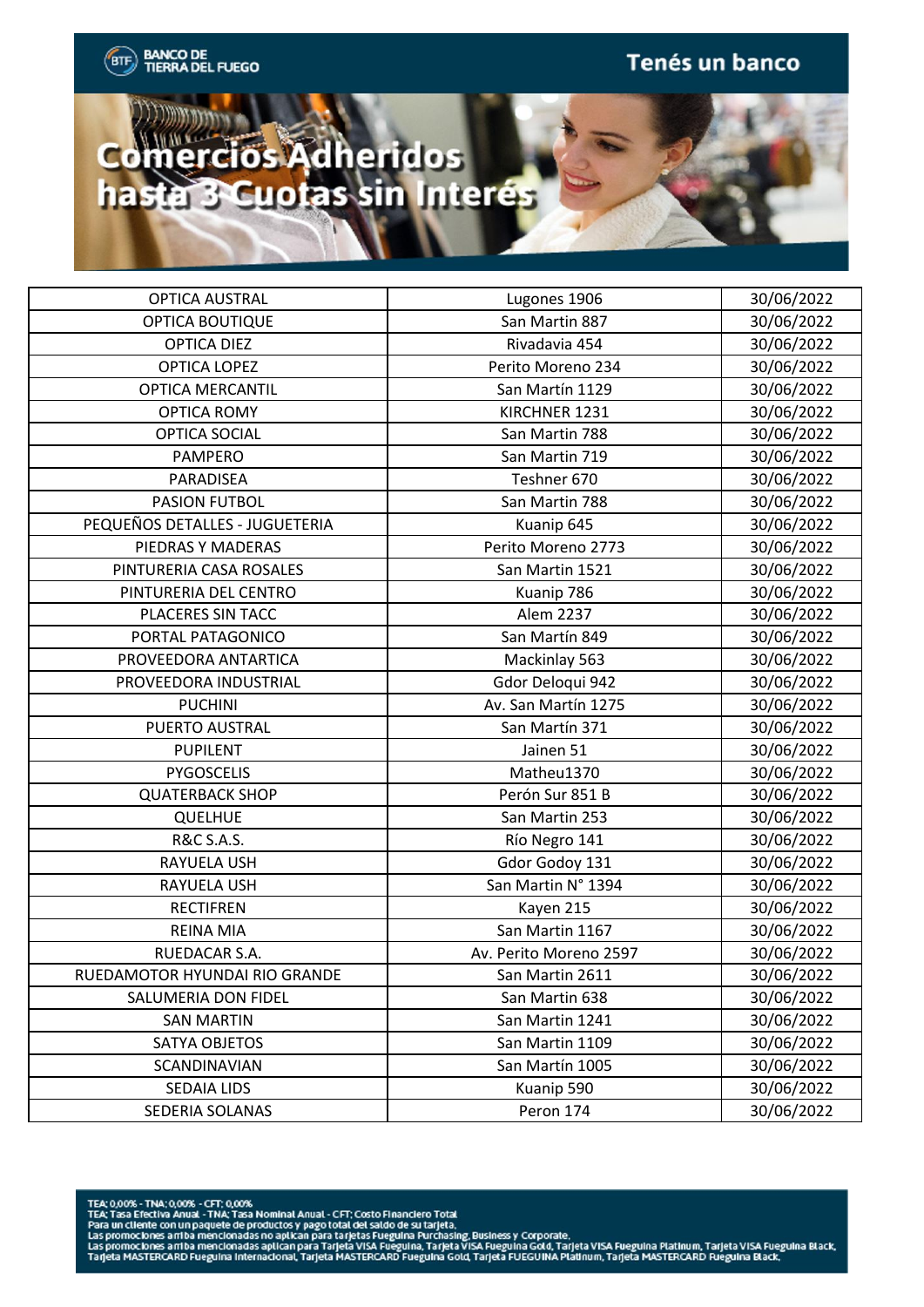BANCO DE TIERRA DEL FUEGO — Tenés un banco

# Comercios Adheridos hasta 3 Cuotas sin Interés

| | | |
|---|---|---|
| OPTICA AUSTRAL | Lugones 1906 | 30/06/2022 |
| OPTICA BOUTIQUE | San Martin 887 | 30/06/2022 |
| OPTICA DIEZ | Rivadavia 454 | 30/06/2022 |
| OPTICA LOPEZ | Perito Moreno 234 | 30/06/2022 |
| OPTICA MERCANTIL | San Martín 1129 | 30/06/2022 |
| OPTICA ROMY | KIRCHNER 1231 | 30/06/2022 |
| OPTICA SOCIAL | San Martin 788 | 30/06/2022 |
| PAMPERO | San Martin 719 | 30/06/2022 |
| PARADISEA | Teshner 670 | 30/06/2022 |
| PASION FUTBOL | San Martin 788 | 30/06/2022 |
| PEQUEÑOS DETALLES - JUGUETERIA | Kuanip 645 | 30/06/2022 |
| PIEDRAS Y MADERAS | Perito Moreno 2773 | 30/06/2022 |
| PINTURERIA CASA ROSALES | San Martin 1521 | 30/06/2022 |
| PINTURERIA DEL CENTRO | Kuanip 786 | 30/06/2022 |
| PLACERES SIN TACC | Alem 2237 | 30/06/2022 |
| PORTAL PATAGONICO | San Martín 849 | 30/06/2022 |
| PROVEEDORA ANTARTICA | Mackinlay 563 | 30/06/2022 |
| PROVEEDORA INDUSTRIAL | Gdor Deloqui 942 | 30/06/2022 |
| PUCHINI | Av. San Martín 1275 | 30/06/2022 |
| PUERTO AUSTRAL | San Martín 371 | 30/06/2022 |
| PUPILENT | Jainen 51 | 30/06/2022 |
| PYGOSCELIS | Matheu1370 | 30/06/2022 |
| QUATERBACK SHOP | Perón Sur 851 B | 30/06/2022 |
| QUELHUE | San Martin 253 | 30/06/2022 |
| R&C S.A.S. | Río Negro 141 | 30/06/2022 |
| RAYUELA USH | Gdor Godoy 131 | 30/06/2022 |
| RAYUELA USH | San Martin N° 1394 | 30/06/2022 |
| RECTIFREN | Kayen 215 | 30/06/2022 |
| REINA MIA | San Martin 1167 | 30/06/2022 |
| RUEDACAR S.A. | Av. Perito Moreno 2597 | 30/06/2022 |
| RUEDAMOTOR HYUNDAI RIO GRANDE | San Martin 2611 | 30/06/2022 |
| SALUMERIA DON FIDEL | San Martin 638 | 30/06/2022 |
| SAN MARTIN | San Martin 1241 | 30/06/2022 |
| SATYA OBJETOS | San Martin 1109 | 30/06/2022 |
| SCANDINAVIAN | San Martín 1005 | 30/06/2022 |
| SEDAIA LIDS | Kuanip 590 | 30/06/2022 |
| SEDERIA SOLANAS | Peron 174 | 30/06/2022 |

TEA: 0,00% - TNA: 0,00% - CFT: 0,00%
TEA: Tasa Efectiva Anual - TNA: Tasa Nominal Anual - CFT: Costo Financiero Total
Para un cliente con un paquete de productos y pago total del saldo de su tarjeta.
Las promociones arriba mencionadas no aplican para tarjetas Fueguina Purchasing, Business y Corporate.
Las promociones arriba mencionadas aplican para Tarjeta VISA Fueguina, Tarjeta VISA Fueguina Gold, Tarjeta VISA Fueguina Platinum, Tarjeta VISA Fueguina Black, Tarjeta MASTERCARD Fueguina Internacional, Tarjeta MASTERCARD Fueguina Gold, Tarjeta FUEGUINA Platinum, Tarjeta MASTERCARD Fueguina Black.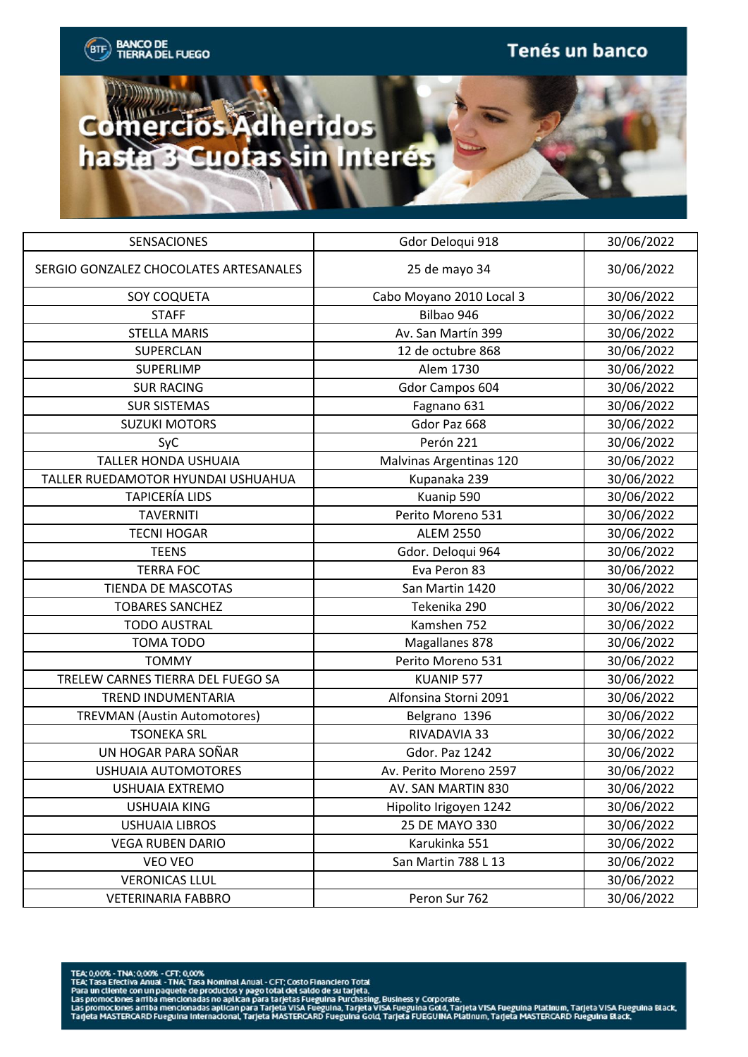BANCO DE TIERRA DEL FUEGO

Tenés un banco

# Comercios Adheridos hasta 3 Cuotas sin Interés

| SENSACIONES | Gdor Deloqui 918 | 30/06/2022 |
|---|---|---|
| SERGIO GONZALEZ CHOCOLATES ARTESANALES | 25 de mayo 34 | 30/06/2022 |
| SOY COQUETA | Cabo Moyano 2010 Local 3 | 30/06/2022 |
| STAFF | Bilbao 946 | 30/06/2022 |
| STELLA MARIS | Av. San Martín 399 | 30/06/2022 |
| SUPERCLAN | 12 de octubre 868 | 30/06/2022 |
| SUPERLIMP | Alem 1730 | 30/06/2022 |
| SUR RACING | Gdor Campos 604 | 30/06/2022 |
| SUR SISTEMAS | Fagnano 631 | 30/06/2022 |
| SUZUKI MOTORS | Gdor Paz 668 | 30/06/2022 |
| SyC | Perón 221 | 30/06/2022 |
| TALLER HONDA USHUAIA | Malvinas Argentinas 120 | 30/06/2022 |
| TALLER RUEDAMOTOR HYUNDAI USHUAHUA | Kupanaka 239 | 30/06/2022 |
| TAPICERÍA LIDS | Kuanip 590 | 30/06/2022 |
| TAVERNITI | Perito Moreno 531 | 30/06/2022 |
| TECNI HOGAR | ALEM 2550 | 30/06/2022 |
| TEENS | Gdor. Deloqui 964 | 30/06/2022 |
| TERRA FOC | Eva Peron 83 | 30/06/2022 |
| TIENDA DE MASCOTAS | San Martin 1420 | 30/06/2022 |
| TOBARES SANCHEZ | Tekenika 290 | 30/06/2022 |
| TODO AUSTRAL | Kamshen 752 | 30/06/2022 |
| TOMA TODO | Magallanes 878 | 30/06/2022 |
| TOMMY | Perito Moreno 531 | 30/06/2022 |
| TRELEW CARNES TIERRA DEL FUEGO SA | KUANIP 577 | 30/06/2022 |
| TREND INDUMENTARIA | Alfonsina Storni 2091 | 30/06/2022 |
| TREVMAN (Austin Automotores) | Belgrano 1396 | 30/06/2022 |
| TSONEKA SRL | RIVADAVIA 33 | 30/06/2022 |
| UN HOGAR PARA SOÑAR | Gdor. Paz 1242 | 30/06/2022 |
| USHUAIA AUTOMOTORES | Av. Perito Moreno 2597 | 30/06/2022 |
| USHUAIA EXTREMO | AV. SAN MARTIN 830 | 30/06/2022 |
| USHUAIA KING | Hipolito Irigoyen 1242 | 30/06/2022 |
| USHUAIA LIBROS | 25 DE MAYO 330 | 30/06/2022 |
| VEGA RUBEN DARIO | Karukinka 551 | 30/06/2022 |
| VEO VEO | San Martin 788 L 13 | 30/06/2022 |
| VERONICAS LLUL | | 30/06/2022 |
| VETERINARIA FABBRO | Peron Sur 762 | 30/06/2022 |

TEA: 0,00% - TNA: 0,00% - CFT: 0,00%
TEA: Tasa Efectiva Anual - TNA: Tasa Nominal Anual - CFT: Costo Financiero Total
Para un cliente con un paquete de productos y pago total del saldo de su tarjeta.
Las promociones arriba mencionadas no aplican para tarjetas Fueguina Purchasing, Business y Corporate.
Las promociones arriba mencionadas aplican para Tarjeta VISA Fueguina, Tarjeta VISA Fueguina Gold, Tarjeta VISA Fueguina Platinum, Tarjeta VISA Fueguina Black, Tarjeta MASTERCARD Fueguina Internacional, Tarjeta MASTERCARD Fueguina Gold, Tarjeta FUEGUINA Platinum, Tarjeta MASTERCARD Fueguina Black.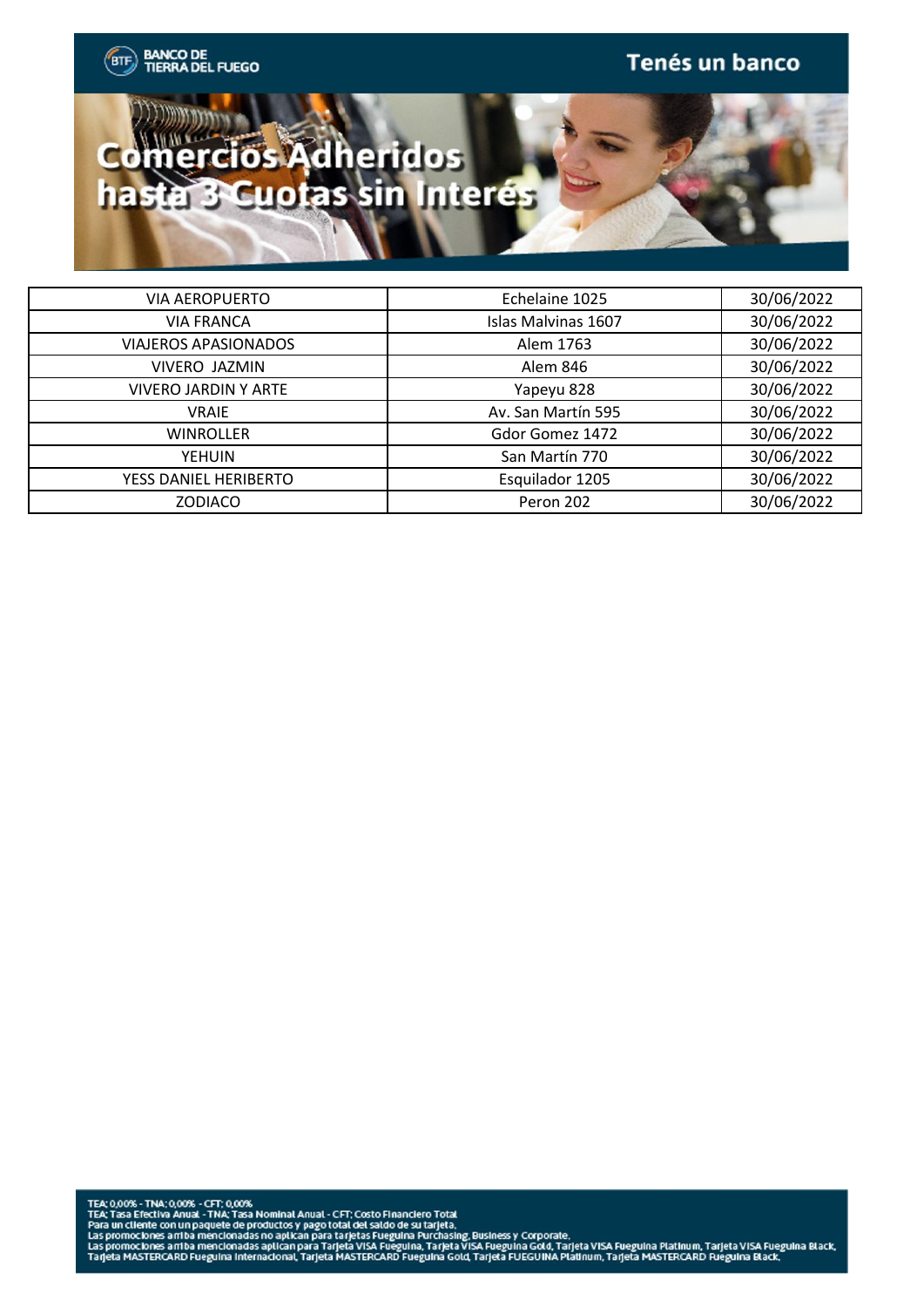# Comercios Adheridos hasta 3 Cuotas sin Interés

| | | |
|---|---|---|
| VIA AEROPUERTO | Echelaine 1025 | 30/06/2022 |
| VIA FRANCA | Islas Malvinas 1607 | 30/06/2022 |
| VIAJEROS APASIONADOS | Alem 1763 | 30/06/2022 |
| VIVERO JAZMIN | Alem 846 | 30/06/2022 |
| VIVERO JARDIN Y ARTE | Yapeyu 828 | 30/06/2022 |
| VRAIE | Av. San Martín 595 | 30/06/2022 |
| WINROLLER | Gdor Gomez 1472 | 30/06/2022 |
| YEHUIN | San Martín 770 | 30/06/2022 |
| YESS DANIEL HERIBERTO | Esquilador 1205 | 30/06/2022 |
| ZODIACO | Peron 202 | 30/06/2022 |

TEA: 0,00% - TNA: 0,00% - CFT: 0,00%
TEA: Tasa Efectiva Anual - TNA: Tasa Nominal Anual - CFT: Costo Financiero Total
Para un cliente con un paquete de productos y pago total del saldo de su tarjeta.
Las promociones arriba mencionadas no aplican para tarjetas Fueguina Purchasing, Business y Corporate.
Las promociones arriba mencionadas aplican para Tarjeta VISA Fueguina, Tarjeta VISA Fueguina Gold, Tarjeta VISA Fueguina Platinum, Tarjeta VISA Fueguina Black, Tarjeta MASTERCARD Fueguina Internacional, Tarjeta MASTERCARD Fueguina Gold, Tarjeta FUEGUINA Platinum, Tarjeta MASTERCARD Fueguina Black.